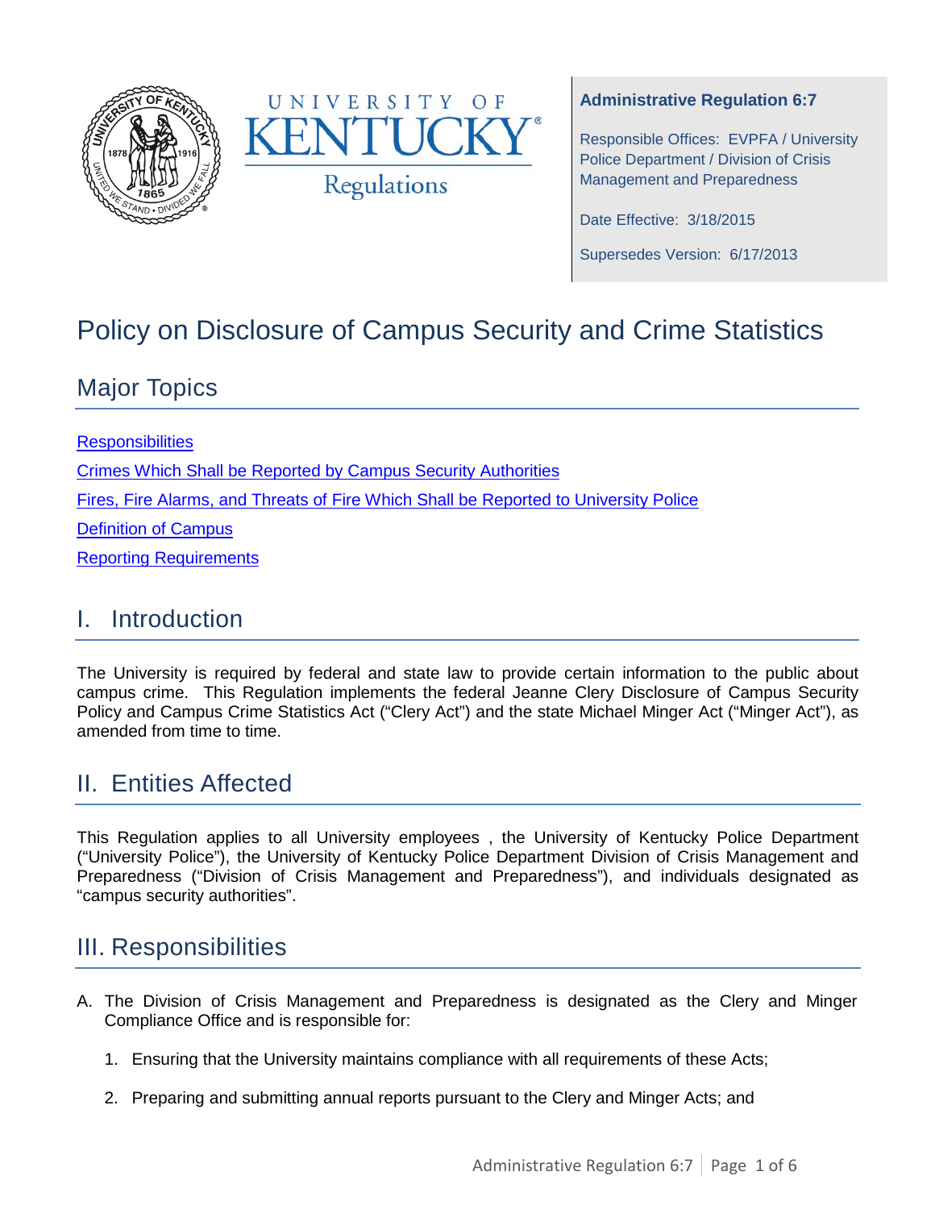University of Kentucky Regulations

**Administrative Regulation 6:7**

Responsible Offices: EVPFA / University Police Department / Division of Crisis Management and Preparedness

Date Effective: 3/18/2015

Supersedes Version: 6/17/2013

# Policy on Disclosure of Campus Security and Crime Statistics

## Major Topics

Responsibilities

Crimes Which Shall be Reported by Campus Security Authorities

Fires, Fire Alarms, and Threats of Fire Which Shall be Reported to University Police

Definition of Campus

Reporting Requirements

## I. Introduction

The University is required by federal and state law to provide certain information to the public about campus crime. This Regulation implements the federal Jeanne Clery Disclosure of Campus Security Policy and Campus Crime Statistics Act ("Clery Act") and the state Michael Minger Act ("Minger Act"), as amended from time to time.

## II. Entities Affected

This Regulation applies to all University employees , the University of Kentucky Police Department ("University Police"), the University of Kentucky Police Department Division of Crisis Management and Preparedness ("Division of Crisis Management and Preparedness"), and individuals designated as "campus security authorities".

## III. Responsibilities

A. The Division of Crisis Management and Preparedness is designated as the Clery and Minger Compliance Office and is responsible for:

1. Ensuring that the University maintains compliance with all requirements of these Acts;
2. Preparing and submitting annual reports pursuant to the Clery and Minger Acts; and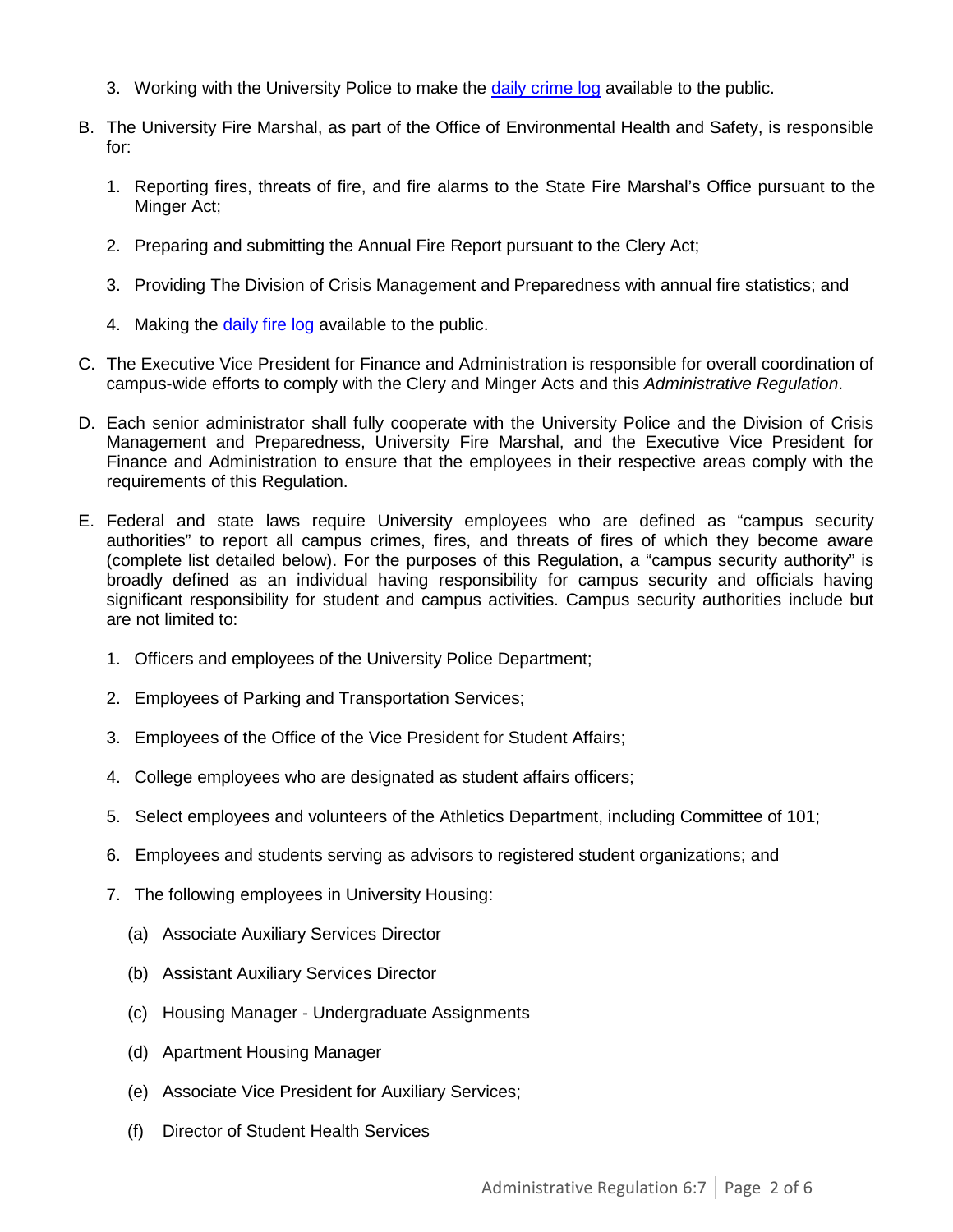3. Working with the University Police to make the daily crime log available to the public.

B. The University Fire Marshal, as part of the Office of Environmental Health and Safety, is responsible for:

   1. Reporting fires, threats of fire, and fire alarms to the State Fire Marshal's Office pursuant to the Minger Act;

   2. Preparing and submitting the Annual Fire Report pursuant to the Clery Act;

   3. Providing The Division of Crisis Management and Preparedness with annual fire statistics; and

   4. Making the daily fire log available to the public.

C. The Executive Vice President for Finance and Administration is responsible for overall coordination of campus-wide efforts to comply with the Clery and Minger Acts and this *Administrative Regulation*.

D. Each senior administrator shall fully cooperate with the University Police and the Division of Crisis Management and Preparedness, University Fire Marshal, and the Executive Vice President for Finance and Administration to ensure that the employees in their respective areas comply with the requirements of this Regulation.

E. Federal and state laws require University employees who are defined as "campus security authorities" to report all campus crimes, fires, and threats of fires of which they become aware (complete list detailed below). For the purposes of this Regulation, a "campus security authority" is broadly defined as an individual having responsibility for campus security and officials having significant responsibility for student and campus activities. Campus security authorities include but are not limited to:

   1. Officers and employees of the University Police Department;

   2. Employees of Parking and Transportation Services;

   3. Employees of the Office of the Vice President for Student Affairs;

   4. College employees who are designated as student affairs officers;

   5. Select employees and volunteers of the Athletics Department, including Committee of 101;

   6. Employees and students serving as advisors to registered student organizations; and

   7. The following employees in University Housing:

      (a) Associate Auxiliary Services Director

      (b) Assistant Auxiliary Services Director

      (c) Housing Manager - Undergraduate Assignments

      (d) Apartment Housing Manager

      (e) Associate Vice President for Auxiliary Services;

      (f) Director of Student Health Services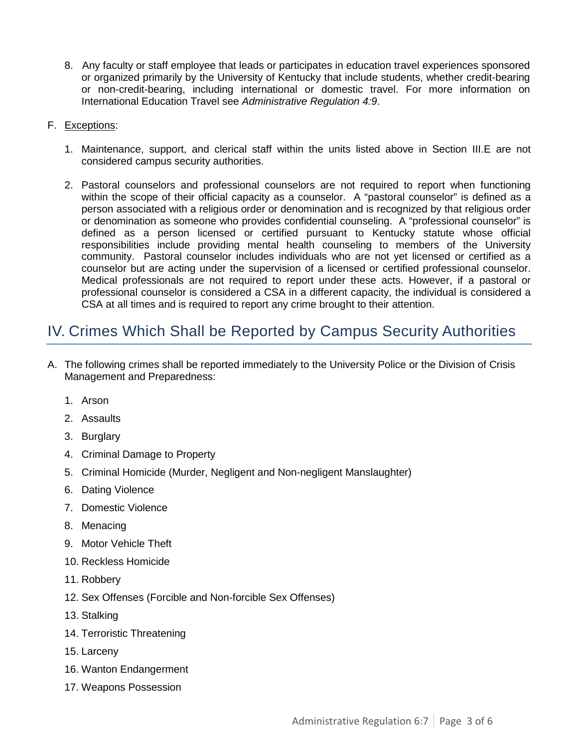8. Any faculty or staff employee that leads or participates in education travel experiences sponsored or organized primarily by the University of Kentucky that include students, whether credit-bearing or non-credit-bearing, including international or domestic travel. For more information on International Education Travel see *Administrative Regulation 4:9*.

F. Exceptions:

   1. Maintenance, support, and clerical staff within the units listed above in Section III.E are not considered campus security authorities.

   2. Pastoral counselors and professional counselors are not required to report when functioning within the scope of their official capacity as a counselor. A "pastoral counselor" is defined as a person associated with a religious order or denomination and is recognized by that religious order or denomination as someone who provides confidential counseling. A "professional counselor" is defined as a person licensed or certified pursuant to Kentucky statute whose official responsibilities include providing mental health counseling to members of the University community. Pastoral counselor includes individuals who are not yet licensed or certified as a counselor but are acting under the supervision of a licensed or certified professional counselor. Medical professionals are not required to report under these acts. However, if a pastoral or professional counselor is considered a CSA in a different capacity, the individual is considered a CSA at all times and is required to report any crime brought to their attention.

# IV. Crimes Which Shall be Reported by Campus Security Authorities

A. The following crimes shall be reported immediately to the University Police or the Division of Crisis Management and Preparedness:

   1. Arson
   2. Assaults
   3. Burglary
   4. Criminal Damage to Property
   5. Criminal Homicide (Murder, Negligent and Non-negligent Manslaughter)
   6. Dating Violence
   7. Domestic Violence
   8. Menacing
   9. Motor Vehicle Theft
   10. Reckless Homicide
   11. Robbery
   12. Sex Offenses (Forcible and Non-forcible Sex Offenses)
   13. Stalking
   14. Terroristic Threatening
   15. Larceny
   16. Wanton Endangerment
   17. Weapons Possession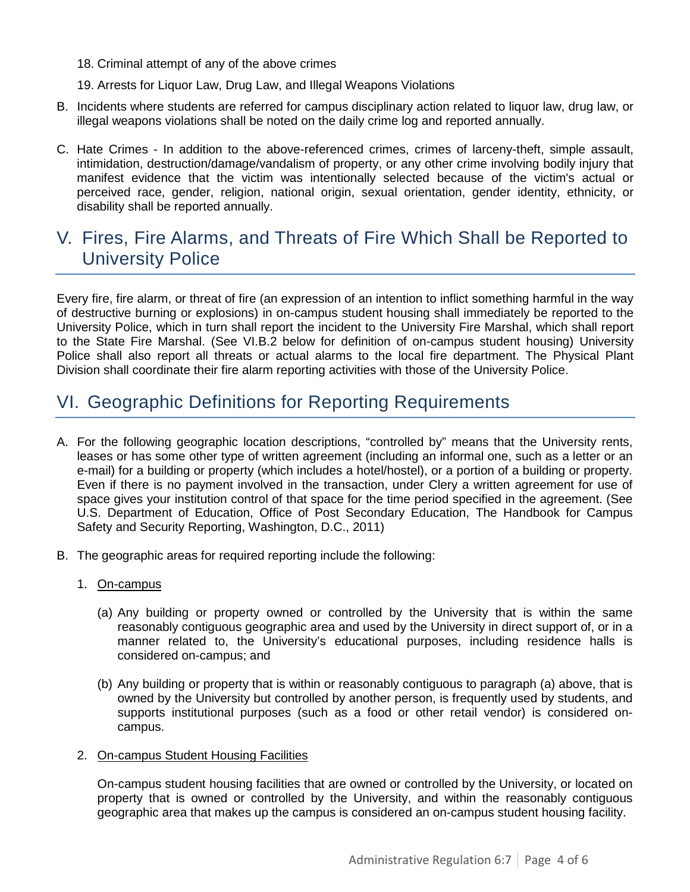18. Criminal attempt of any of the above crimes
19. Arrests for Liquor Law, Drug Law, and Illegal Weapons Violations

B. Incidents where students are referred for campus disciplinary action related to liquor law, drug law, or illegal weapons violations shall be noted on the daily crime log and reported annually.

C. Hate Crimes - In addition to the above-referenced crimes, crimes of larceny-theft, simple assault, intimidation, destruction/damage/vandalism of property, or any other crime involving bodily injury that manifest evidence that the victim was intentionally selected because of the victim's actual or perceived race, gender, religion, national origin, sexual orientation, gender identity, ethnicity, or disability shall be reported annually.

## V. Fires, Fire Alarms, and Threats of Fire Which Shall be Reported to University Police

Every fire, fire alarm, or threat of fire (an expression of an intention to inflict something harmful in the way of destructive burning or explosions) in on-campus student housing shall immediately be reported to the University Police, which in turn shall report the incident to the University Fire Marshal, which shall report to the State Fire Marshal. (See VI.B.2 below for definition of on-campus student housing) University Police shall also report all threats or actual alarms to the local fire department. The Physical Plant Division shall coordinate their fire alarm reporting activities with those of the University Police.

## VI. Geographic Definitions for Reporting Requirements

A. For the following geographic location descriptions, "controlled by" means that the University rents, leases or has some other type of written agreement (including an informal one, such as a letter or an e-mail) for a building or property (which includes a hotel/hostel), or a portion of a building or property. Even if there is no payment involved in the transaction, under Clery a written agreement for use of space gives your institution control of that space for the time period specified in the agreement. (See U.S. Department of Education, Office of Post Secondary Education, The Handbook for Campus Safety and Security Reporting, Washington, D.C., 2011)

B. The geographic areas for required reporting include the following:

1. On-campus

    (a) Any building or property owned or controlled by the University that is within the same reasonably contiguous geographic area and used by the University in direct support of, or in a manner related to, the University's educational purposes, including residence halls is considered on-campus; and

    (b) Any building or property that is within or reasonably contiguous to paragraph (a) above, that is owned by the University but controlled by another person, is frequently used by students, and supports institutional purposes (such as a food or other retail vendor) is considered on-campus.

2. On-campus Student Housing Facilities

    On-campus student housing facilities that are owned or controlled by the University, or located on property that is owned or controlled by the University, and within the reasonably contiguous geographic area that makes up the campus is considered an on-campus student housing facility.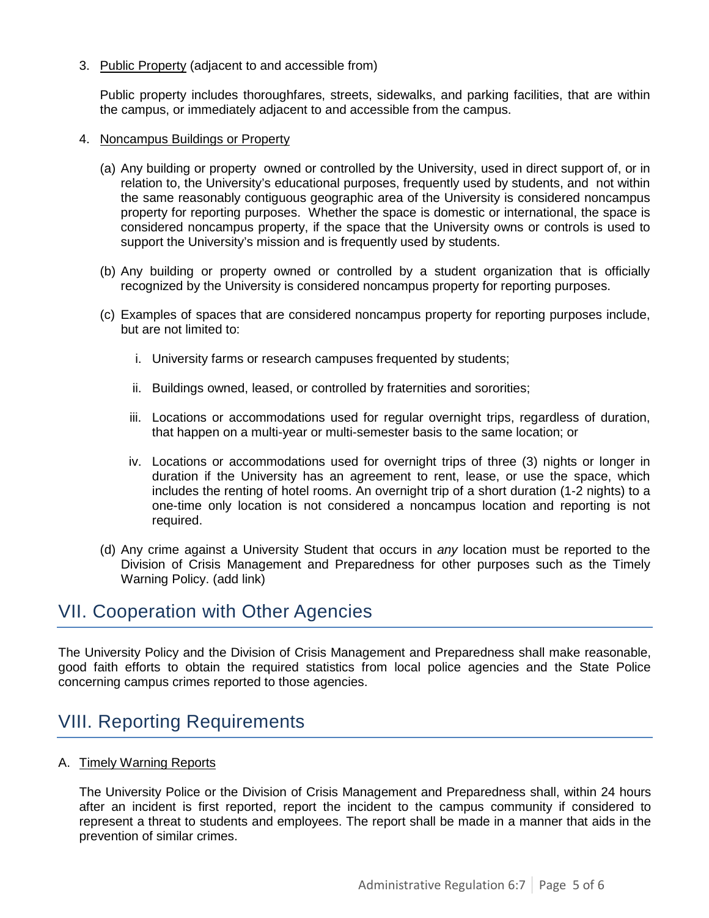3. Public Property (adjacent to and accessible from)

   Public property includes thoroughfares, streets, sidewalks, and parking facilities, that are within the campus, or immediately adjacent to and accessible from the campus.

4. Noncampus Buildings or Property

   (a) Any building or property owned or controlled by the University, used in direct support of, or in relation to, the University's educational purposes, frequently used by students, and not within the same reasonably contiguous geographic area of the University is considered noncampus property for reporting purposes. Whether the space is domestic or international, the space is considered noncampus property, if the space that the University owns or controls is used to support the University's mission and is frequently used by students.

   (b) Any building or property owned or controlled by a student organization that is officially recognized by the University is considered noncampus property for reporting purposes.

   (c) Examples of spaces that are considered noncampus property for reporting purposes include, but are not limited to:

      i. University farms or research campuses frequented by students;

      ii. Buildings owned, leased, or controlled by fraternities and sororities;

      iii. Locations or accommodations used for regular overnight trips, regardless of duration, that happen on a multi-year or multi-semester basis to the same location; or

      iv. Locations or accommodations used for overnight trips of three (3) nights or longer in duration if the University has an agreement to rent, lease, or use the space, which includes the renting of hotel rooms. An overnight trip of a short duration (1-2 nights) to a one-time only location is not considered a noncampus location and reporting is not required.

   (d) Any crime against a University Student that occurs in *any* location must be reported to the Division of Crisis Management and Preparedness for other purposes such as the Timely Warning Policy. (add link)

## VII. Cooperation with Other Agencies

The University Policy and the Division of Crisis Management and Preparedness shall make reasonable, good faith efforts to obtain the required statistics from local police agencies and the State Police concerning campus crimes reported to those agencies.

## VIII. Reporting Requirements

A. Timely Warning Reports

   The University Police or the Division of Crisis Management and Preparedness shall, within 24 hours after an incident is first reported, report the incident to the campus community if considered to represent a threat to students and employees. The report shall be made in a manner that aids in the prevention of similar crimes.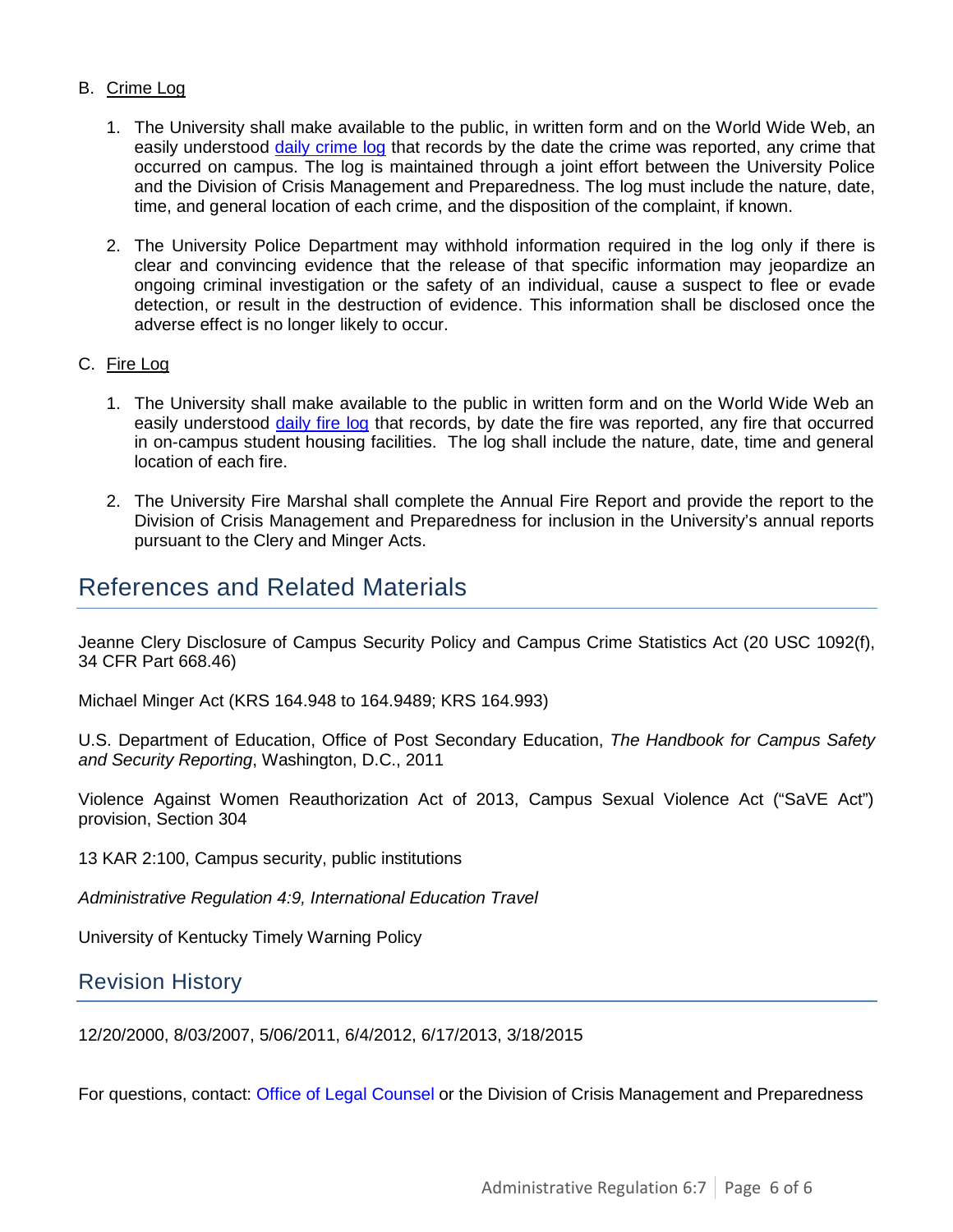B. Crime Log

1. The University shall make available to the public, in written form and on the World Wide Web, an easily understood daily crime log that records by the date the crime was reported, any crime that occurred on campus. The log is maintained through a joint effort between the University Police and the Division of Crisis Management and Preparedness. The log must include the nature, date, time, and general location of each crime, and the disposition of the complaint, if known.

2. The University Police Department may withhold information required in the log only if there is clear and convincing evidence that the release of that specific information may jeopardize an ongoing criminal investigation or the safety of an individual, cause a suspect to flee or evade detection, or result in the destruction of evidence. This information shall be disclosed once the adverse effect is no longer likely to occur.

C. Fire Log

1. The University shall make available to the public in written form and on the World Wide Web an easily understood daily fire log that records, by date the fire was reported, any fire that occurred in on-campus student housing facilities. The log shall include the nature, date, time and general location of each fire.

2. The University Fire Marshal shall complete the Annual Fire Report and provide the report to the Division of Crisis Management and Preparedness for inclusion in the University's annual reports pursuant to the Clery and Minger Acts.

# References and Related Materials

Jeanne Clery Disclosure of Campus Security Policy and Campus Crime Statistics Act (20 USC 1092(f), 34 CFR Part 668.46)

Michael Minger Act (KRS 164.948 to 164.9489; KRS 164.993)

U.S. Department of Education, Office of Post Secondary Education, *The Handbook for Campus Safety and Security Reporting*, Washington, D.C., 2011

Violence Against Women Reauthorization Act of 2013, Campus Sexual Violence Act ("SaVE Act") provision, Section 304

13 KAR 2:100, Campus security, public institutions

*Administrative Regulation 4:9, International Education Travel*

University of Kentucky Timely Warning Policy

## Revision History

12/20/2000, 8/03/2007, 5/06/2011, 6/4/2012, 6/17/2013, 3/18/2015

For questions, contact: Office of Legal Counsel or the Division of Crisis Management and Preparedness